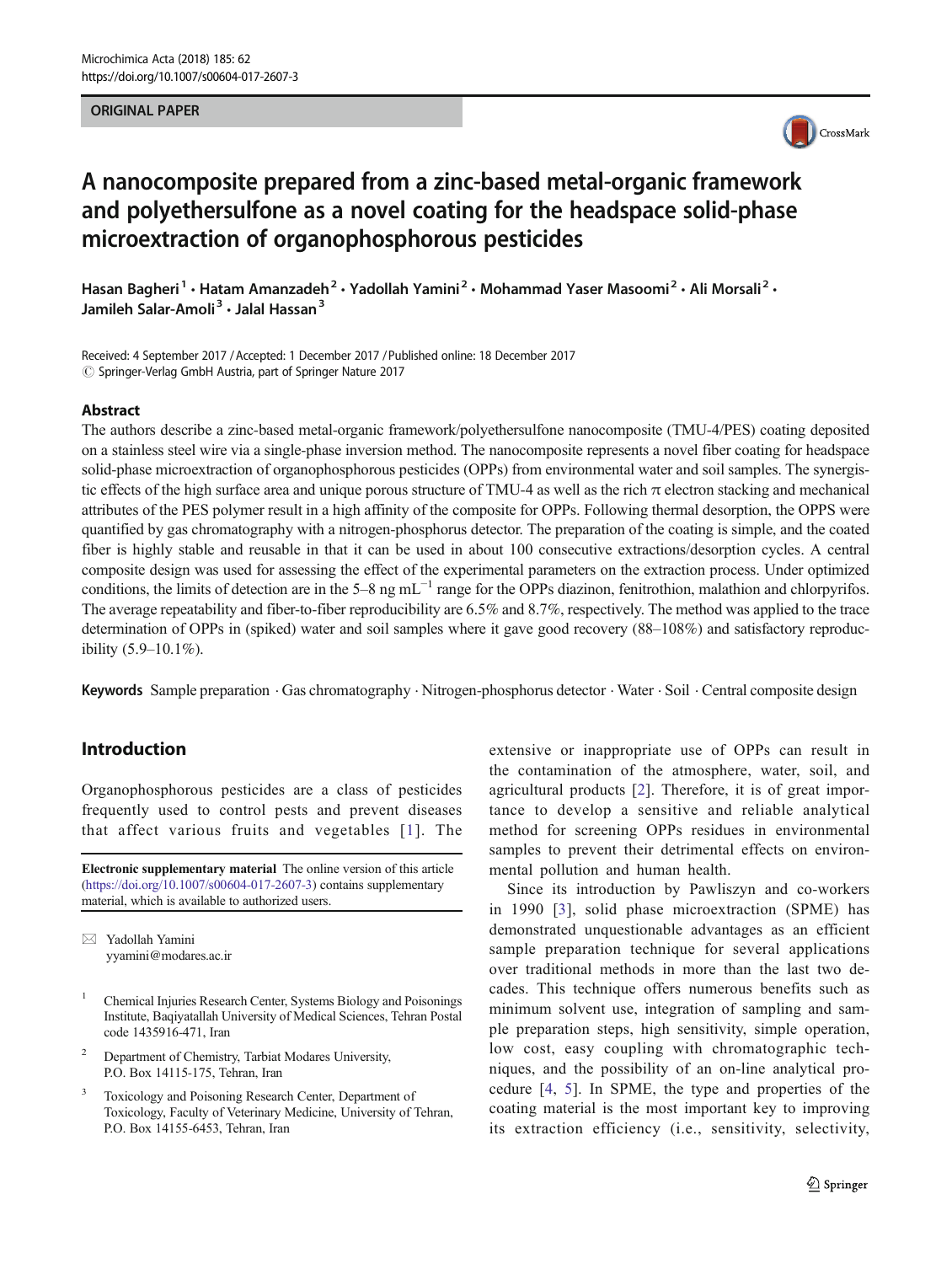ORIGINAL PAPER

# A nanocomposite prepared from a zinc-based metal-organic framework and polyethersulfone as a novel coating for the headspace solid-phase microextraction of organophosphorous pesticides

Hasan Bagheri [1] · Hatam Amanzadeh [2] · Yadollah Yamini [2] · Mohammad Yaser Masoomi [2] · Ali Morsali [2] · Jamileh Salar-Amoli [3] · Jalal Hassan [3]

Received: 4 September 2017 / Accepted: 1 December 2017 / Published online: 18 December 2017
© Springer-Verlag GmbH Austria, part of Springer Nature 2017

## Abstract

The authors describe a zinc-based metal-organic framework/polyethersulfone nanocomposite (TMU-4/PES) coating deposited on a stainless steel wire via a single-phase inversion method. The nanocomposite represents a novel fiber coating for headspace solid-phase microextraction of organophosphorous pesticides (OPPs) from environmental water and soil samples. The synergistic effects of the high surface area and unique porous structure of TMU-4 as well as the rich π electron stacking and mechanical attributes of the PES polymer result in a high affinity of the composite for OPPs. Following thermal desorption, the OPPS were quantified by gas chromatography with a nitrogen-phosphorus detector. The preparation of the coating is simple, and the coated fiber is highly stable and reusable in that it can be used in about 100 consecutive extractions/desorption cycles. A central composite design was used for assessing the effect of the experimental parameters on the extraction process. Under optimized conditions, the limits of detection are in the 5–8 ng $mL^{-1}$ range for the OPPs diazinon, fenitrothion, malathion and chlorpyrifos. The average repeatability and fiber-to-fiber reproducibility are 6.5% and 8.7%, respectively. The method was applied to the trace determination of OPPs in (spiked) water and soil samples where it gave good recovery (88–108%) and satisfactory reproducibility (5.9–10.1%).

**Keywords** Sample preparation · Gas chromatography · Nitrogen-phosphorus detector · Water · Soil · Central composite design

## Introduction

Organophosphorous pesticides are a class of pesticides frequently used to control pests and prevent diseases that affect various fruits and vegetables [1]. The extensive or inappropriate use of OPPs can result in the contamination of the atmosphere, water, soil, and agricultural products [2]. Therefore, it is of great importance to develop a sensitive and reliable analytical method for screening OPPs residues in environmental samples to prevent their detrimental effects on environmental pollution and human health.

Since its introduction by Pawliszyn and co-workers in 1990 [3], solid phase microextraction (SPME) has demonstrated unquestionable advantages as an efficient sample preparation technique for several applications over traditional methods in more than the last two decades. This technique offers numerous benefits such as minimum solvent use, integration of sampling and sample preparation steps, high sensitivity, simple operation, low cost, easy coupling with chromatographic techniques, and the possibility of an on-line analytical procedure [4, 5]. In SPME, the type and properties of the coating material is the most important key to improving its extraction efficiency (i.e., sensitivity, selectivity,

**Electronic supplementary material** The online version of this article (https://doi.org/10.1007/s00604-017-2607-3) contains supplementary material, which is available to authorized users.

✉ Yadollah Yamini
yyamini@modares.ac.ir

[1] Chemical Injuries Research Center, Systems Biology and Poisonings Institute, Baqiyatallah University of Medical Sciences, Tehran Postal code 1435916-471, Iran

[2] Department of Chemistry, Tarbiat Modares University, P.O. Box 14115-175, Tehran, Iran

[3] Toxicology and Poisoning Research Center, Department of Toxicology, Faculty of Veterinary Medicine, University of Tehran, P.O. Box 14155-6453, Tehran, Iran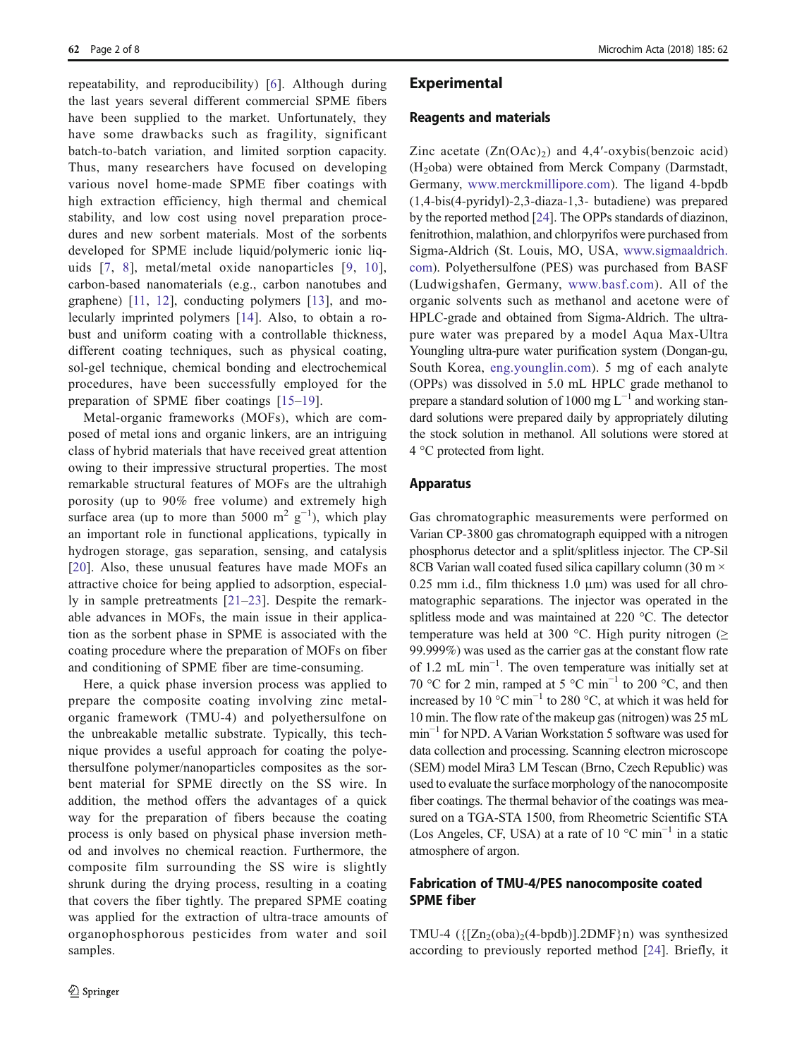repeatability, and reproducibility) [6]. Although during the last years several different commercial SPME fibers have been supplied to the market. Unfortunately, they have some drawbacks such as fragility, significant batch-to-batch variation, and limited sorption capacity. Thus, many researchers have focused on developing various novel home-made SPME fiber coatings with high extraction efficiency, high thermal and chemical stability, and low cost using novel preparation procedures and new sorbent materials. Most of the sorbents developed for SPME include liquid/polymeric ionic liquids [7, 8], metal/metal oxide nanoparticles [9, 10], carbon-based nanomaterials (e.g., carbon nanotubes and graphene) [11, 12], conducting polymers [13], and molecularly imprinted polymers [14]. Also, to obtain a robust and uniform coating with a controllable thickness, different coating techniques, such as physical coating, sol-gel technique, chemical bonding and electrochemical procedures, have been successfully employed for the preparation of SPME fiber coatings [15–19].

Metal-organic frameworks (MOFs), which are composed of metal ions and organic linkers, are an intriguing class of hybrid materials that have received great attention owing to their impressive structural properties. The most remarkable structural features of MOFs are the ultrahigh porosity (up to 90% free volume) and extremely high surface area (up to more than 5000 $m^2\ g^{-1}$), which play an important role in functional applications, typically in hydrogen storage, gas separation, sensing, and catalysis [20]. Also, these unusual features have made MOFs an attractive choice for being applied to adsorption, especially in sample pretreatments [21–23]. Despite the remarkable advances in MOFs, the main issue in their application as the sorbent phase in SPME is associated with the coating procedure where the preparation of MOFs on fiber and conditioning of SPME fiber are time-consuming.

Here, a quick phase inversion process was applied to prepare the composite coating involving zinc metal-organic framework (TMU-4) and polyethersulfone on the unbreakable metallic substrate. Typically, this technique provides a useful approach for coating the polyethersulfone polymer/nanoparticles composites as the sorbent material for SPME directly on the SS wire. In addition, the method offers the advantages of a quick way for the preparation of fibers because the coating process is only based on physical phase inversion method and involves no chemical reaction. Furthermore, the composite film surrounding the SS wire is slightly shrunk during the drying process, resulting in a coating that covers the fiber tightly. The prepared SPME coating was applied for the extraction of ultra-trace amounts of organophosphorous pesticides from water and soil samples.

## Experimental

### Reagents and materials

Zinc acetate ($Zn(OAc)_2$) and 4,4′-oxybis(benzoic acid) ($H_2$oba) were obtained from Merck Company (Darmstadt, Germany, www.merckmillipore.com). The ligand 4-bpdb (1,4-bis(4-pyridyl)-2,3-diaza-1,3- butadiene) was prepared by the reported method [24]. The OPPs standards of diazinon, fenitrothion, malathion, and chlorpyrifos were purchased from Sigma-Aldrich (St. Louis, MO, USA, www.sigmaaldrich.com). Polyethersulfone (PES) was purchased from BASF (Ludwigshafen, Germany, www.basf.com). All of the organic solvents such as methanol and acetone were of HPLC-grade and obtained from Sigma-Aldrich. The ultra-pure water was prepared by a model Aqua Max-Ultra Youngling ultra-pure water purification system (Dongan-gu, South Korea, eng.younglin.com). 5 mg of each analyte (OPPs) was dissolved in 5.0 mL HPLC grade methanol to prepare a standard solution of 1000 mg $L^{-1}$ and working standard solutions were prepared daily by appropriately diluting the stock solution in methanol. All solutions were stored at 4 °C protected from light.

### Apparatus

Gas chromatographic measurements were performed on Varian CP-3800 gas chromatograph equipped with a nitrogen phosphorus detector and a split/splitless injector. The CP-Sil 8CB Varian wall coated fused silica capillary column (30 m × 0.25 mm i.d., film thickness 1.0 μm) was used for all chromatographic separations. The injector was operated in the splitless mode and was maintained at 220 °C. The detector temperature was held at 300 °C. High purity nitrogen (≥ 99.999%) was used as the carrier gas at the constant flow rate of 1.2 mL $min^{-1}$. The oven temperature was initially set at 70 °C for 2 min, ramped at 5 °C $min^{-1}$ to 200 °C, and then increased by 10 °C $min^{-1}$ to 280 °C, at which it was held for 10 min. The flow rate of the makeup gas (nitrogen) was 25 mL $min^{-1}$ for NPD. A Varian Workstation 5 software was used for data collection and processing. Scanning electron microscope (SEM) model Mira3 LM Tescan (Brno, Czech Republic) was used to evaluate the surface morphology of the nanocomposite fiber coatings. The thermal behavior of the coatings was measured on a TGA-STA 1500, from Rheometric Scientific STA (Los Angeles, CF, USA) at a rate of 10 °C $min^{-1}$ in a static atmosphere of argon.

### Fabrication of TMU-4/PES nanocomposite coated SPME fiber

TMU-4 ($\{[Zn_2(oba)_2(4\text{-bpdb})].2DMF\}n$) was synthesized according to previously reported method [24]. Briefly, it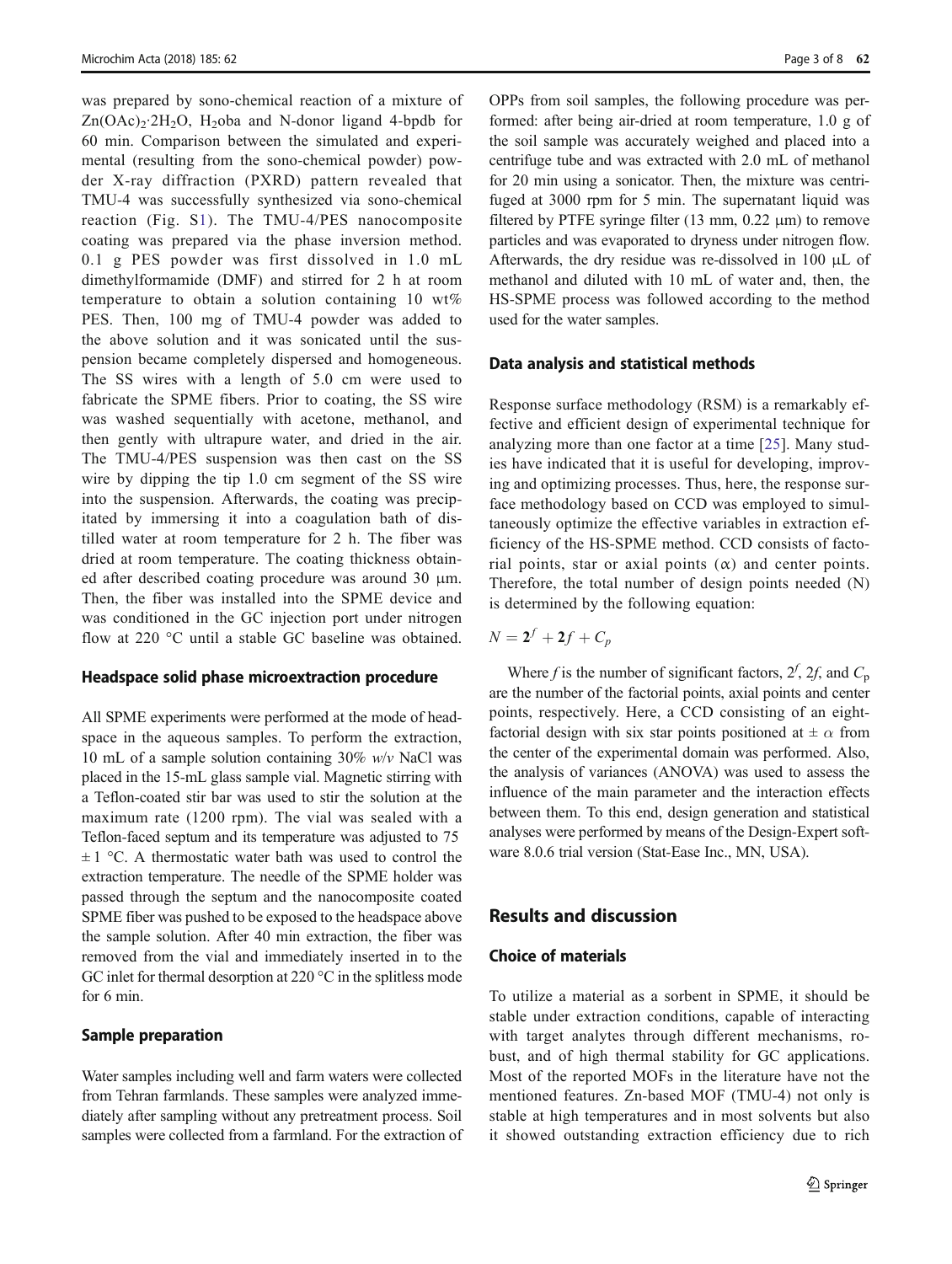was prepared by sono-chemical reaction of a mixture of $Zn(OAc)_2{\cdot}2H_2O$, $H_2$oba and N-donor ligand 4-bpdb for 60 min. Comparison between the simulated and experimental (resulting from the sono-chemical powder) powder X-ray diffraction (PXRD) pattern revealed that TMU-4 was successfully synthesized via sono-chemical reaction (Fig. S1). The TMU-4/PES nanocomposite coating was prepared via the phase inversion method. 0.1 g PES powder was first dissolved in 1.0 mL dimethylformamide (DMF) and stirred for 2 h at room temperature to obtain a solution containing 10 wt% PES. Then, 100 mg of TMU-4 powder was added to the above solution and it was sonicated until the suspension became completely dispersed and homogeneous. The SS wires with a length of 5.0 cm were used to fabricate the SPME fibers. Prior to coating, the SS wire was washed sequentially with acetone, methanol, and then gently with ultrapure water, and dried in the air. The TMU-4/PES suspension was then cast on the SS wire by dipping the tip 1.0 cm segment of the SS wire into the suspension. Afterwards, the coating was precipitated by immersing it into a coagulation bath of distilled water at room temperature for 2 h. The fiber was dried at room temperature. The coating thickness obtained after described coating procedure was around 30 μm. Then, the fiber was installed into the SPME device and was conditioned in the GC injection port under nitrogen flow at 220 °C until a stable GC baseline was obtained.

### Headspace solid phase microextraction procedure

All SPME experiments were performed at the mode of headspace in the aqueous samples. To perform the extraction, 10 mL of a sample solution containing 30% *w*/*v* NaCl was placed in the 15-mL glass sample vial. Magnetic stirring with a Teflon-coated stir bar was used to stir the solution at the maximum rate (1200 rpm). The vial was sealed with a Teflon-faced septum and its temperature was adjusted to 75 ± 1 °C. A thermostatic water bath was used to control the extraction temperature. The needle of the SPME holder was passed through the septum and the nanocomposite coated SPME fiber was pushed to be exposed to the headspace above the sample solution. After 40 min extraction, the fiber was removed from the vial and immediately inserted in to the GC inlet for thermal desorption at 220 °C in the splitless mode for 6 min.

### Sample preparation

Water samples including well and farm waters were collected from Tehran farmlands. These samples were analyzed immediately after sampling without any pretreatment process. Soil samples were collected from a farmland. For the extraction of OPPs from soil samples, the following procedure was performed: after being air-dried at room temperature, 1.0 g of the soil sample was accurately weighed and placed into a centrifuge tube and was extracted with 2.0 mL of methanol for 20 min using a sonicator. Then, the mixture was centrifuged at 3000 rpm for 5 min. The supernatant liquid was filtered by PTFE syringe filter (13 mm, 0.22 μm) to remove particles and was evaporated to dryness under nitrogen flow. Afterwards, the dry residue was re-dissolved in 100 μL of methanol and diluted with 10 mL of water and, then, the HS-SPME process was followed according to the method used for the water samples.

### Data analysis and statistical methods

Response surface methodology (RSM) is a remarkably effective and efficient design of experimental technique for analyzing more than one factor at a time [25]. Many studies have indicated that it is useful for developing, improving and optimizing processes. Thus, here, the response surface methodology based on CCD was employed to simultaneously optimize the effective variables in extraction efficiency of the HS-SPME method. CCD consists of factorial points, star or axial points (α) and center points. Therefore, the total number of design points needed (N) is determined by the following equation:

$$N = \mathbf{2}^f + \mathbf{2}f + C_p$$

Where $f$ is the number of significant factors, $2^f$, $2f$, and $C_p$ are the number of the factorial points, axial points and center points, respectively. Here, a CCD consisting of an eight-factorial design with six star points positioned at $\pm\ \alpha$ from the center of the experimental domain was performed. Also, the analysis of variances (ANOVA) was used to assess the influence of the main parameter and the interaction effects between them. To this end, design generation and statistical analyses were performed by means of the Design-Expert software 8.0.6 trial version (Stat-Ease Inc., MN, USA).

## Results and discussion

### Choice of materials

To utilize a material as a sorbent in SPME, it should be stable under extraction conditions, capable of interacting with target analytes through different mechanisms, robust, and of high thermal stability for GC applications. Most of the reported MOFs in the literature have not the mentioned features. Zn-based MOF (TMU-4) not only is stable at high temperatures and in most solvents but also it showed outstanding extraction efficiency due to rich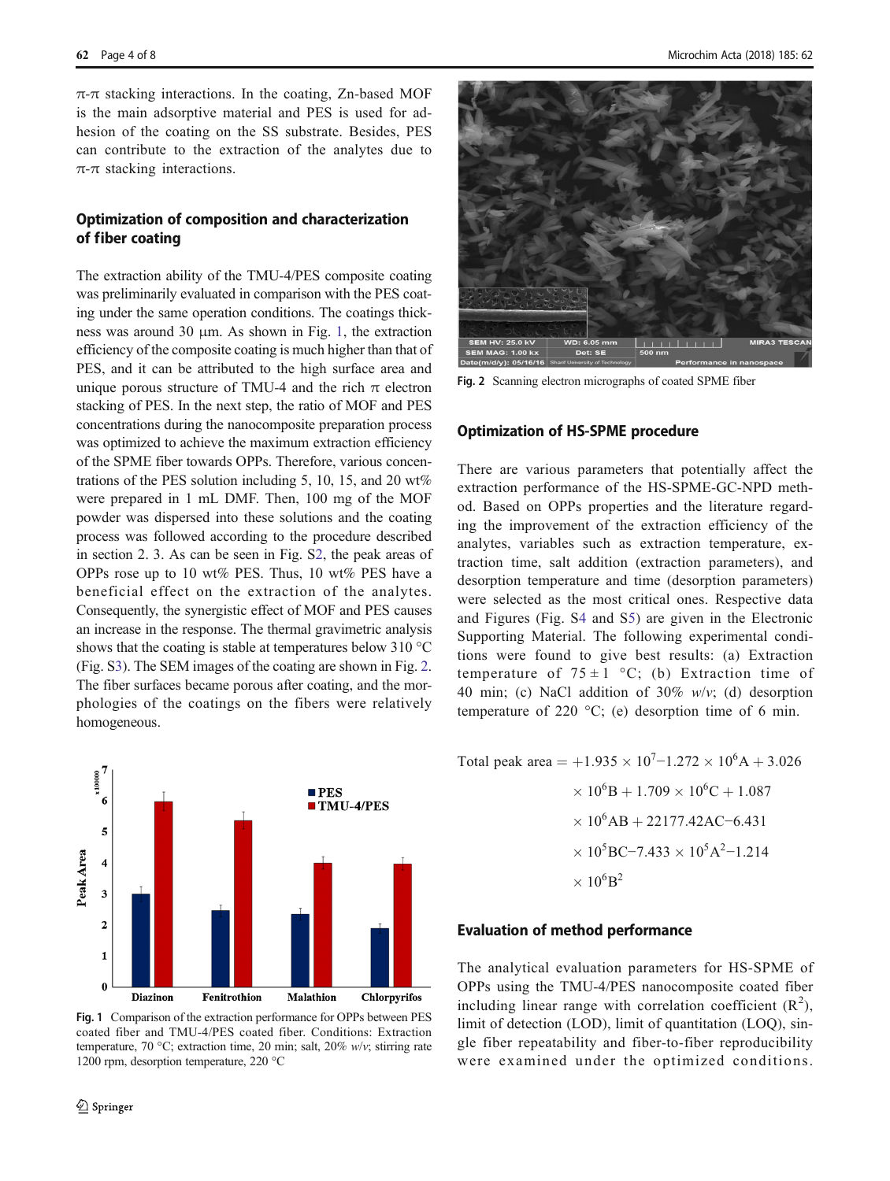π-π stacking interactions. In the coating, Zn-based MOF is the main adsorptive material and PES is used for adhesion of the coating on the SS substrate. Besides, PES can contribute to the extraction of the analytes due to π-π stacking interactions.

### Optimization of composition and characterization of fiber coating

The extraction ability of the TMU-4/PES composite coating was preliminarily evaluated in comparison with the PES coating under the same operation conditions. The coatings thickness was around 30 μm. As shown in Fig. 1, the extraction efficiency of the composite coating is much higher than that of PES, and it can be attributed to the high surface area and unique porous structure of TMU-4 and the rich π electron stacking of PES. In the next step, the ratio of MOF and PES concentrations during the nanocomposite preparation process was optimized to achieve the maximum extraction efficiency of the SPME fiber towards OPPs. Therefore, various concentrations of the PES solution including 5, 10, 15, and 20 wt% were prepared in 1 mL DMF. Then, 100 mg of the MOF powder was dispersed into these solutions and the coating process was followed according to the procedure described in section 2. 3. As can be seen in Fig. S2, the peak areas of OPPs rose up to 10 wt% PES. Thus, 10 wt% PES have a beneficial effect on the extraction of the analytes. Consequently, the synergistic effect of MOF and PES causes an increase in the response. The thermal gravimetric analysis shows that the coating is stable at temperatures below 310 °C (Fig. S3). The SEM images of the coating are shown in Fig. 2. The fiber surfaces became porous after coating, and the morphologies of the coatings on the fibers were relatively homogeneous.

Fig. 1 Comparison of the extraction performance for OPPs between PES coated fiber and TMU-4/PES coated fiber. Conditions: Extraction temperature, 70 °C; extraction time, 20 min; salt, 20% *w/v*; stirring rate 1200 rpm, desorption temperature, 220 °C

Fig. 2 Scanning electron micrographs of coated SPME fiber

### Optimization of HS-SPME procedure

There are various parameters that potentially affect the extraction performance of the HS-SPME-GC-NPD method. Based on OPPs properties and the literature regarding the improvement of the extraction efficiency of the analytes, variables such as extraction temperature, extraction time, salt addition (extraction parameters), and desorption temperature and time (desorption parameters) were selected as the most critical ones. Respective data and Figures (Fig. S4 and S5) are given in the Electronic Supporting Material. The following experimental conditions were found to give best results: (a) Extraction temperature of 75 ± 1 °C; (b) Extraction time of 40 min; (c) NaCl addition of 30% *w/v*; (d) desorption temperature of 220 °C; (e) desorption time of 6 min.

$$\text{Total peak area} = +1.935 \times 10^7 - 1.272 \times 10^6\text{A} + 3.026 \times 10^6\text{B} + 1.709 \times 10^6\text{C} + 1.087 \times 10^6\text{AB} + 22177.42\text{AC} - 6.431 \times 10^5\text{BC} - 7.433 \times 10^5\text{A}^2 - 1.214 \times 10^6\text{B}^2$$

### Evaluation of method performance

The analytical evaluation parameters for HS-SPME of OPPs using the TMU-4/PES nanocomposite coated fiber including linear range with correlation coefficient ($R^2$), limit of detection (LOD), limit of quantitation (LOQ), single fiber repeatability and fiber-to-fiber reproducibility were examined under the optimized conditions.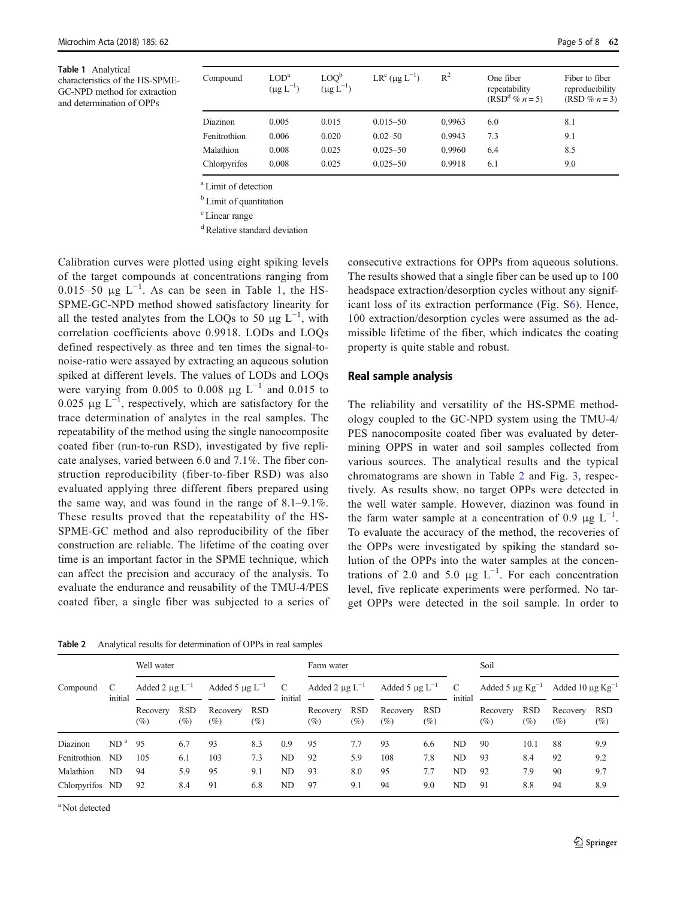**Table 1** Analytical characteristics of the HS-SPME-GC-NPD method for extraction and determination of OPPs

| Compound | LOD[a] ($\mu g\ L^{-1}$) | LOQ[b] ($\mu g\ L^{-1}$) | LR[c] ($\mu g\ L^{-1}$) | $R^2$ | One fiber repeatability (RSD[d] % $n = 5$) | Fiber to fiber reproducibility (RSD % $n = 3$) |
|---|---|---|---|---|---|---|
| Diazinon | 0.005 | 0.015 | 0.015–50 | 0.9963 | 6.0 | 8.1 |
| Fenitrothion | 0.006 | 0.020 | 0.02–50 | 0.9943 | 7.3 | 9.1 |
| Malathion | 0.008 | 0.025 | 0.025–50 | 0.9960 | 6.4 | 8.5 |
| Chlorpyrifos | 0.008 | 0.025 | 0.025–50 | 0.9918 | 6.1 | 9.0 |

[a] Limit of detection

[b] Limit of quantitation

[c] Linear range

[d] Relative standard deviation

Calibration curves were plotted using eight spiking levels of the target compounds at concentrations ranging from 0.015–50 $\mu g\ L^{-1}$. As can be seen in Table 1, the HS-SPME-GC-NPD method showed satisfactory linearity for all the tested analytes from the LOQs to 50 $\mu g\ L^{-1}$, with correlation coefficients above 0.9918. LODs and LOQs defined respectively as three and ten times the signal-to-noise-ratio were assayed by extracting an aqueous solution spiked at different levels. The values of LODs and LOQs were varying from 0.005 to 0.008 $\mu g\ L^{-1}$ and 0.015 to 0.025 $\mu g\ L^{-1}$, respectively, which are satisfactory for the trace determination of analytes in the real samples. The repeatability of the method using the single nanocomposite coated fiber (run-to-run RSD), investigated by five replicate analyses, varied between 6.0 and 7.1%. The fiber construction reproducibility (fiber-to-fiber RSD) was also evaluated applying three different fibers prepared using the same way, and was found in the range of 8.1–9.1%. These results proved that the repeatability of the HS-SPME-GC method and also reproducibility of the fiber construction are reliable. The lifetime of the coating over time is an important factor in the SPME technique, which can affect the precision and accuracy of the analysis. To evaluate the endurance and reusability of the TMU-4/PES coated fiber, a single fiber was subjected to a series of consecutive extractions for OPPs from aqueous solutions. The results showed that a single fiber can be used up to 100 headspace extraction/desorption cycles without any significant loss of its extraction performance (Fig. S6). Hence, 100 extraction/desorption cycles were assumed as the admissible lifetime of the fiber, which indicates the coating property is quite stable and robust.

## Real sample analysis

The reliability and versatility of the HS-SPME methodology coupled to the GC-NPD system using the TMU-4/PES nanocomposite coated fiber was evaluated by determining OPPS in water and soil samples collected from various sources. The analytical results and the typical chromatograms are shown in Table 2 and Fig. 3, respectively. As results show, no target OPPs were detected in the well water sample. However, diazinon was found in the farm water sample at a concentration of 0.9 $\mu g\ L^{-1}$. To evaluate the accuracy of the method, the recoveries of the OPPs were investigated by spiking the standard solution of the OPPs into the water samples at the concentrations of 2.0 and 5.0 $\mu g\ L^{-1}$. For each concentration level, five replicate experiments were performed. No target OPPs were detected in the soil sample. In order to

**Table 2** Analytical results for determination of OPPs in real samples

| Compound | Well water | | | | | Farm water | | | | | Soil | | | | |
|---|---|---|---|---|---|---|---|---|---|---|---|---|---|---|---|
| | C initial | Added 2 $\mu g\ L^{-1}$ | | Added 5 $\mu g\ L^{-1}$ | | C initial | Added 2 $\mu g\ L^{-1}$ | | Added 5 $\mu g\ L^{-1}$ | | C initial | Added 5 $\mu g\ Kg^{-1}$ | | Added 10 $\mu g\ Kg^{-1}$ | |
| | | Recovery (%) | RSD (%) | Recovery (%) | RSD (%) | | Recovery (%) | RSD (%) | Recovery (%) | RSD (%) | | Recovery (%) | RSD (%) | Recovery (%) | RSD (%) |
| Diazinon | ND[a] | 95 | 6.7 | 93 | 8.3 | 0.9 | 95 | 7.7 | 93 | 6.6 | ND | 90 | 10.1 | 88 | 9.9 |
| Fenitrothion | ND | 105 | 6.1 | 103 | 7.3 | ND | 92 | 5.9 | 108 | 7.8 | ND | 93 | 8.4 | 92 | 9.2 |
| Malathion | ND | 94 | 5.9 | 95 | 9.1 | ND | 93 | 8.0 | 95 | 7.7 | ND | 92 | 7.9 | 90 | 9.7 |
| Chlorpyrifos | ND | 92 | 8.4 | 91 | 6.8 | ND | 97 | 9.1 | 94 | 9.0 | ND | 91 | 8.8 | 94 | 8.9 |

[a] Not detected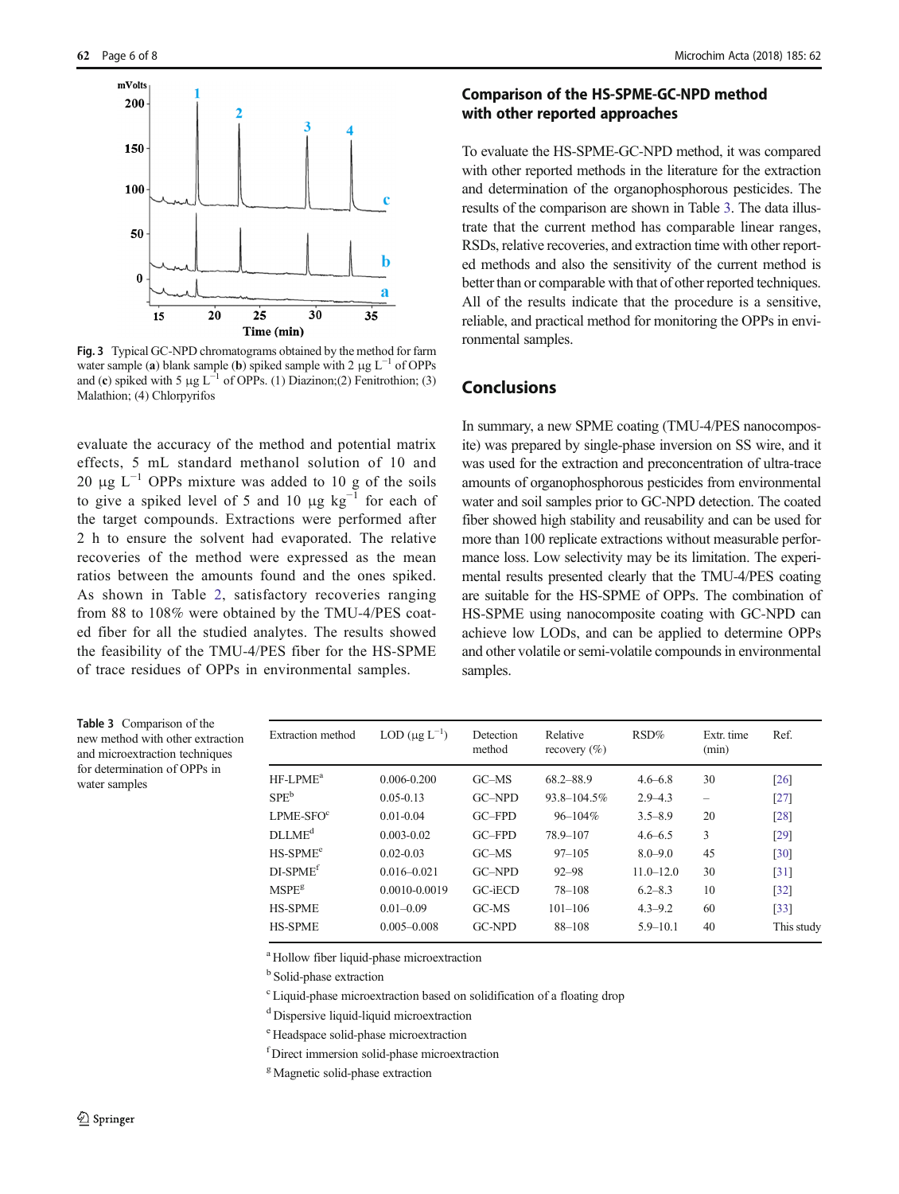Fig. 3 Typical GC-NPD chromatograms obtained by the method for farm water sample (a) blank sample (b) spiked sample with 2 μg $L^{-1}$ of OPPs and (c) spiked with 5 μg $L^{-1}$ of OPPs. (1) Diazinon;(2) Fenitrothion; (3) Malathion; (4) Chlorpyrifos

evaluate the accuracy of the method and potential matrix effects, 5 mL standard methanol solution of 10 and 20 μg $L^{-1}$ OPPs mixture was added to 10 g of the soils to give a spiked level of 5 and 10 μg $kg^{-1}$ for each of the target compounds. Extractions were performed after 2 h to ensure the solvent had evaporated. The relative recoveries of the method were expressed as the mean ratios between the amounts found and the ones spiked. As shown in Table 2, satisfactory recoveries ranging from 88 to 108% were obtained by the TMU-4/PES coated fiber for all the studied analytes. The results showed the feasibility of the TMU-4/PES fiber for the HS-SPME of trace residues of OPPs in environmental samples.

## Comparison of the HS-SPME-GC-NPD method with other reported approaches

To evaluate the HS-SPME-GC-NPD method, it was compared with other reported methods in the literature for the extraction and determination of the organophosphorous pesticides. The results of the comparison are shown in Table 3. The data illustrate that the current method has comparable linear ranges, RSDs, relative recoveries, and extraction time with other reported methods and also the sensitivity of the current method is better than or comparable with that of other reported techniques. All of the results indicate that the procedure is a sensitive, reliable, and practical method for monitoring the OPPs in environmental samples.

## Conclusions

In summary, a new SPME coating (TMU-4/PES nanocomposite) was prepared by single-phase inversion on SS wire, and it was used for the extraction and preconcentration of ultra-trace amounts of organophosphorous pesticides from environmental water and soil samples prior to GC-NPD detection. The coated fiber showed high stability and reusability and can be used for more than 100 replicate extractions without measurable performance loss. Low selectivity may be its limitation. The experimental results presented clearly that the TMU-4/PES coating are suitable for the HS-SPME of OPPs. The combination of HS-SPME using nanocomposite coating with GC-NPD can achieve low LODs, and can be applied to determine OPPs and other volatile or semi-volatile compounds in environmental samples.

Table 3 Comparison of the new method with other extraction and microextraction techniques for determination of OPPs in water samples

| Extraction method | LOD (μg $L^{-1}$) | Detection method | Relative recovery (%) | RSD% | Extr. time (min) | Ref. |
|---|---|---|---|---|---|---|
| HF-LPME[a] | 0.006-0.200 | GC–MS | 68.2–88.9 | 4.6–6.8 | 30 | [26] |
| SPE[b] | 0.05-0.13 | GC–NPD | 93.8–104.5% | 2.9–4.3 | – | [27] |
| LPME-SFO[c] | 0.01-0.04 | GC–FPD | 96–104% | 3.5–8.9 | 20 | [28] |
| DLLME[d] | 0.003-0.02 | GC–FPD | 78.9–107 | 4.6–6.5 | 3 | [29] |
| HS-SPME[e] | 0.02-0.03 | GC–MS | 97–105 | 8.0–9.0 | 45 | [30] |
| DI-SPME[f] | 0.016–0.021 | GC–NPD | 92–98 | 11.0–12.0 | 30 | [31] |
| MSPE[g] | 0.0010-0.0019 | GC-iECD | 78–108 | 6.2–8.3 | 10 | [32] |
| HS-SPME | 0.01–0.09 | GC-MS | 101–106 | 4.3–9.2 | 60 | [33] |
| HS-SPME | 0.005–0.008 | GC-NPD | 88–108 | 5.9–10.1 | 40 | This study |

[a] Hollow fiber liquid-phase microextraction

[b] Solid-phase extraction

[c] Liquid-phase microextraction based on solidification of a floating drop

[d] Dispersive liquid-liquid microextraction

[e] Headspace solid-phase microextraction

[f] Direct immersion solid-phase microextraction

[g] Magnetic solid-phase extraction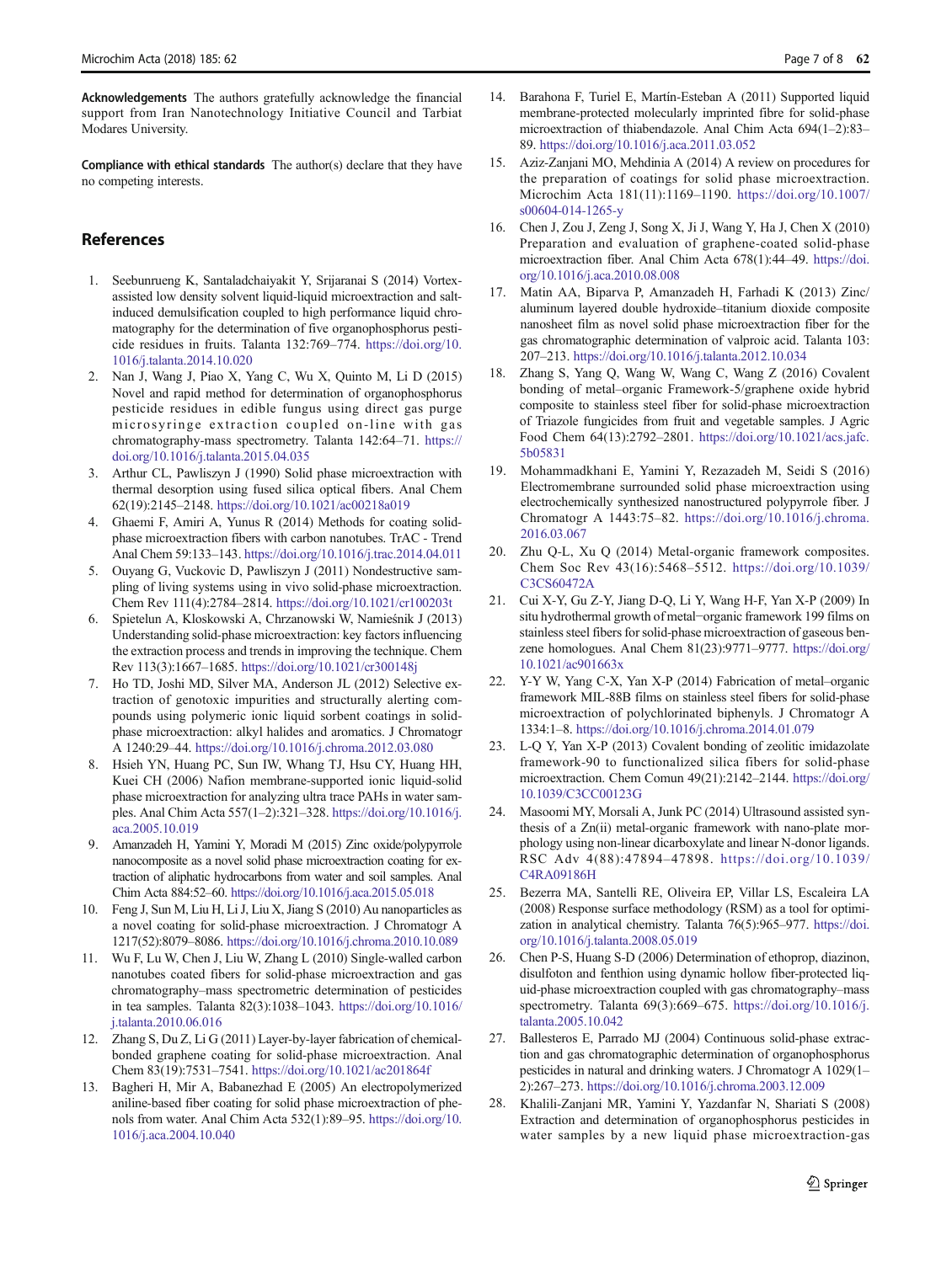**Acknowledgements** The authors gratefully acknowledge the financial support from Iran Nanotechnology Initiative Council and Tarbiat Modares University.

**Compliance with ethical standards** The author(s) declare that they have no competing interests.

## References

1. Seebunrueng K, Santaladchaiyakit Y, Srijaranai S (2014) Vortex-assisted low density solvent liquid-liquid microextraction and salt-induced demulsification coupled to high performance liquid chromatography for the determination of five organophosphorus pesticide residues in fruits. Talanta 132:769–774. https://doi.org/10.1016/j.talanta.2014.10.020
2. Nan J, Wang J, Piao X, Yang C, Wu X, Quinto M, Li D (2015) Novel and rapid method for determination of organophosphorus pesticide residues in edible fungus using direct gas purge microsyringe extraction coupled on-line with gas chromatography-mass spectrometry. Talanta 142:64–71. https://doi.org/10.1016/j.talanta.2015.04.035
3. Arthur CL, Pawliszyn J (1990) Solid phase microextraction with thermal desorption using fused silica optical fibers. Anal Chem 62(19):2145–2148. https://doi.org/10.1021/ac00218a019
4. Ghaemi F, Amiri A, Yunus R (2014) Methods for coating solid-phase microextraction fibers with carbon nanotubes. TrAC - Trend Anal Chem 59:133–143. https://doi.org/10.1016/j.trac.2014.04.011
5. Ouyang G, Vuckovic D, Pawliszyn J (2011) Nondestructive sampling of living systems using in vivo solid-phase microextraction. Chem Rev 111(4):2784–2814. https://doi.org/10.1021/cr100203t
6. Spietelun A, Kloskowski A, Chrzanowski W, Namieśnik J (2013) Understanding solid-phase microextraction: key factors influencing the extraction process and trends in improving the technique. Chem Rev 113(3):1667–1685. https://doi.org/10.1021/cr300148j
7. Ho TD, Joshi MD, Silver MA, Anderson JL (2012) Selective extraction of genotoxic impurities and structurally alerting compounds using polymeric ionic liquid sorbent coatings in solid-phase microextraction: alkyl halides and aromatics. J Chromatogr A 1240:29–44. https://doi.org/10.1016/j.chroma.2012.03.080
8. Hsieh YN, Huang PC, Sun IW, Whang TJ, Hsu CY, Huang HH, Kuei CH (2006) Nafion membrane-supported ionic liquid-solid phase microextraction for analyzing ultra trace PAHs in water samples. Anal Chim Acta 557(1–2):321–328. https://doi.org/10.1016/j.aca.2005.10.019
9. Amanzadeh H, Yamini Y, Moradi M (2015) Zinc oxide/polypyrrole nanocomposite as a novel solid phase microextraction coating for extraction of aliphatic hydrocarbons from water and soil samples. Anal Chim Acta 884:52–60. https://doi.org/10.1016/j.aca.2015.05.018
10. Feng J, Sun M, Liu H, Li J, Liu X, Jiang S (2010) Au nanoparticles as a novel coating for solid-phase microextraction. J Chromatogr A 1217(52):8079–8086. https://doi.org/10.1016/j.chroma.2010.10.089
11. Wu F, Lu W, Chen J, Liu W, Zhang L (2010) Single-walled carbon nanotubes coated fibers for solid-phase microextraction and gas chromatography–mass spectrometric determination of pesticides in tea samples. Talanta 82(3):1038–1043. https://doi.org/10.1016/j.talanta.2010.06.016
12. Zhang S, Du Z, Li G (2011) Layer-by-layer fabrication of chemical-bonded graphene coating for solid-phase microextraction. Anal Chem 83(19):7531–7541. https://doi.org/10.1021/ac201864f
13. Bagheri H, Mir A, Babanezhad E (2005) An electropolymerized aniline-based fiber coating for solid phase microextraction of phenols from water. Anal Chim Acta 532(1):89–95. https://doi.org/10.1016/j.aca.2004.10.040
14. Barahona F, Turiel E, Martín-Esteban A (2011) Supported liquid membrane-protected molecularly imprinted fibre for solid-phase microextraction of thiabendazole. Anal Chim Acta 694(1–2):83–89. https://doi.org/10.1016/j.aca.2011.03.052
15. Aziz-Zanjani MO, Mehdinia A (2014) A review on procedures for the preparation of coatings for solid phase microextraction. Microchim Acta 181(11):1169–1190. https://doi.org/10.1007/s00604-014-1265-y
16. Chen J, Zou J, Zeng J, Song X, Ji J, Wang Y, Ha J, Chen X (2010) Preparation and evaluation of graphene-coated solid-phase microextraction fiber. Anal Chim Acta 678(1):44–49. https://doi.org/10.1016/j.aca.2010.08.008
17. Matin AA, Biparva P, Amanzadeh H, Farhadi K (2013) Zinc/aluminum layered double hydroxide–titanium dioxide composite nanosheet film as novel solid phase microextraction fiber for the gas chromatographic determination of valproic acid. Talanta 103:207–213. https://doi.org/10.1016/j.talanta.2012.10.034
18. Zhang S, Yang Q, Wang W, Wang C, Wang Z (2016) Covalent bonding of metal–organic Framework-5/graphene oxide hybrid composite to stainless steel fiber for solid-phase microextraction of Triazole fungicides from fruit and vegetable samples. J Agric Food Chem 64(13):2792–2801. https://doi.org/10.1021/acs.jafc.5b05831
19. Mohammadkhani E, Yamini Y, Rezazadeh M, Seidi S (2016) Electromembrane surrounded solid phase microextraction using electrochemically synthesized nanostructured polypyrrole fiber. J Chromatogr A 1443:75–82. https://doi.org/10.1016/j.chroma.2016.03.067
20. Zhu Q-L, Xu Q (2014) Metal-organic framework composites. Chem Soc Rev 43(16):5468–5512. https://doi.org/10.1039/C3CS60472A
21. Cui X-Y, Gu Z-Y, Jiang D-Q, Li Y, Wang H-F, Yan X-P (2009) In situ hydrothermal growth of metal−organic framework 199 films on stainless steel fibers for solid-phase microextraction of gaseous benzene homologues. Anal Chem 81(23):9771–9777. https://doi.org/10.1021/ac901663x
22. Y-Y W, Yang C-X, Yan X-P (2014) Fabrication of metal–organic framework MIL-88B films on stainless steel fibers for solid-phase microextraction of polychlorinated biphenyls. J Chromatogr A 1334:1–8. https://doi.org/10.1016/j.chroma.2014.01.079
23. L-Q Y, Yan X-P (2013) Covalent bonding of zeolitic imidazolate framework-90 to functionalized silica fibers for solid-phase microextraction. Chem Comun 49(21):2142–2144. https://doi.org/10.1039/C3CC00123G
24. Masoomi MY, Morsali A, Junk PC (2014) Ultrasound assisted synthesis of a Zn(ii) metal-organic framework with nano-plate morphology using non-linear dicarboxylate and linear N-donor ligands. RSC Adv 4(88):47894–47898. https://doi.org/10.1039/C4RA09186H
25. Bezerra MA, Santelli RE, Oliveira EP, Villar LS, Escaleira LA (2008) Response surface methodology (RSM) as a tool for optimization in analytical chemistry. Talanta 76(5):965–977. https://doi.org/10.1016/j.talanta.2008.05.019
26. Chen P-S, Huang S-D (2006) Determination of ethoprop, diazinon, disulfoton and fenthion using dynamic hollow fiber-protected liquid-phase microextraction coupled with gas chromatography–mass spectrometry. Talanta 69(3):669–675. https://doi.org/10.1016/j.talanta.2005.10.042
27. Ballesteros E, Parrado MJ (2004) Continuous solid-phase extraction and gas chromatographic determination of organophosphorus pesticides in natural and drinking waters. J Chromatogr A 1029(1–2):267–273. https://doi.org/10.1016/j.chroma.2003.12.009
28. Khalili-Zanjani MR, Yamini Y, Yazdanfar N, Shariati S (2008) Extraction and determination of organophosphorus pesticides in water samples by a new liquid phase microextraction-gas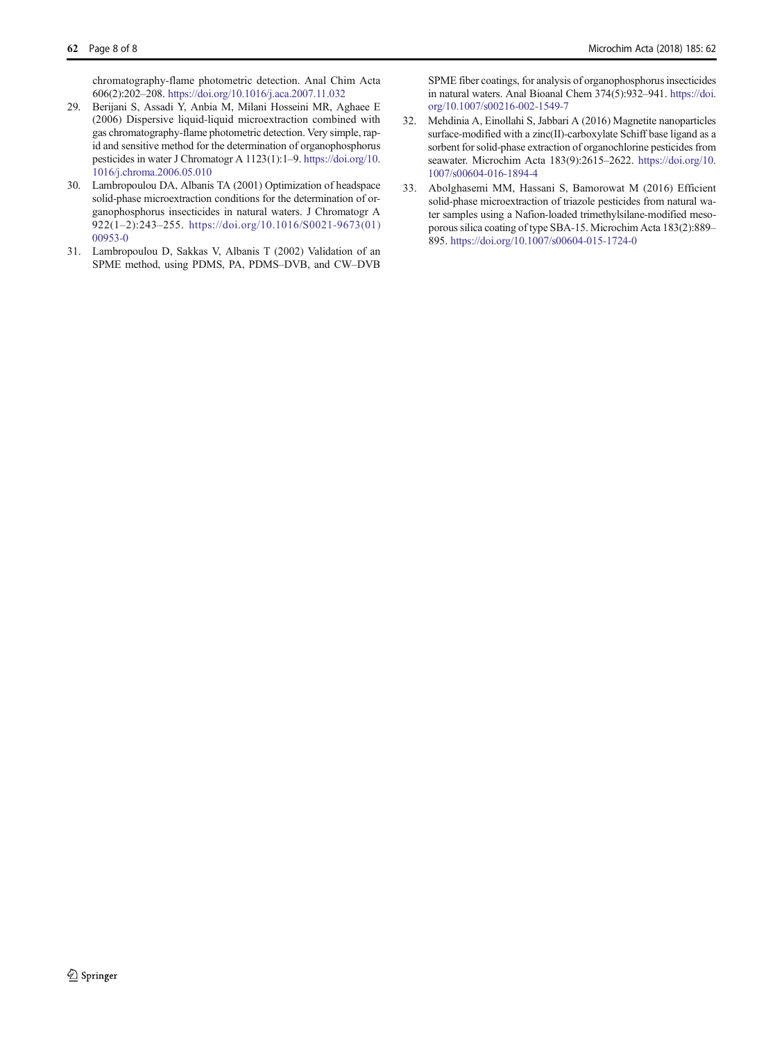chromatography-flame photometric detection. Anal Chim Acta 606(2):202–208. https://doi.org/10.1016/j.aca.2007.11.032

29. Berijani S, Assadi Y, Anbia M, Milani Hosseini MR, Aghaee E (2006) Dispersive liquid-liquid microextraction combined with gas chromatography-flame photometric detection. Very simple, rapid and sensitive method for the determination of organophosphorus pesticides in water J Chromatogr A 1123(1):1–9. https://doi.org/10.1016/j.chroma.2006.05.010
30. Lambropoulou DA, Albanis TA (2001) Optimization of headspace solid-phase microextraction conditions for the determination of organophosphorus insecticides in natural waters. J Chromatogr A 922(1–2):243–255. https://doi.org/10.1016/S0021-9673(01)00953-0
31. Lambropoulou D, Sakkas V, Albanis T (2002) Validation of an SPME method, using PDMS, PA, PDMS–DVB, and CW–DVB SPME fiber coatings, for analysis of organophosphorus insecticides in natural waters. Anal Bioanal Chem 374(5):932–941. https://doi.org/10.1007/s00216-002-1549-7
32. Mehdinia A, Einollahi S, Jabbari A (2016) Magnetite nanoparticles surface-modified with a zinc(II)-carboxylate Schiff base ligand as a sorbent for solid-phase extraction of organochlorine pesticides from seawater. Microchim Acta 183(9):2615–2622. https://doi.org/10.1007/s00604-016-1894-4
33. Abolghasemi MM, Hassani S, Bamorowat M (2016) Efficient solid-phase microextraction of triazole pesticides from natural water samples using a Nafion-loaded trimethylsilane-modified mesoporous silica coating of type SBA-15. Microchim Acta 183(2):889–895. https://doi.org/10.1007/s00604-015-1724-0